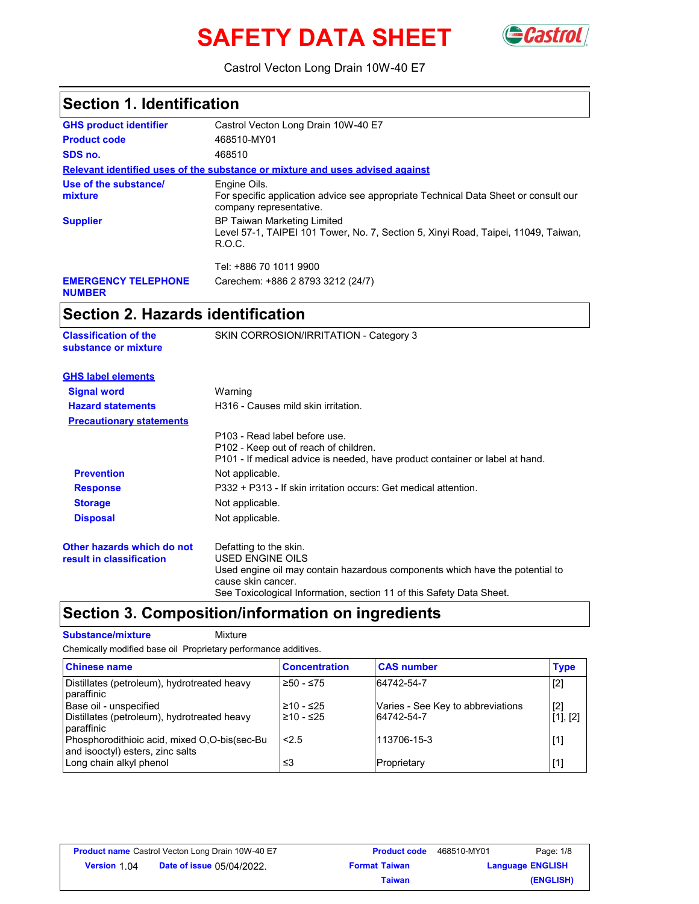# SAFETY DATA SHEET

Castrol Vecton Long Drain 10W-40 E7

## Section 1. Identification

**GHS product identifier** Castrol Vecton Long Drain 10W-40 E7

**Product code** 468510-MY01

**SDS no.** 468510

**Relevant identified uses of the substance or mixture and uses advised against**

**Use of the substance/ mixture** Engine Oils.
For specific application advice see appropriate Technical Data Sheet or consult our company representative.

**Supplier** BP Taiwan Marketing Limited
Level 57-1, TAIPEI 101 Tower, No. 7, Section 5, Xinyi Road, Taipei, 11049, Taiwan, R.O.C.

Tel: +886 70 1011 9900

**EMERGENCY TELEPHONE NUMBER** Carechem: +886 2 8793 3212 (24/7)

## Section 2. Hazards identification

**Classification of the substance or mixture** SKIN CORROSION/IRRITATION - Category 3

**GHS label elements**

**Signal word** Warning

**Hazard statements** H316 - Causes mild skin irritation.

**Precautionary statements**

P103 - Read label before use.
P102 - Keep out of reach of children.
P101 - If medical advice is needed, have product container or label at hand.

**Prevention** Not applicable.

**Response** P332 + P313 - If skin irritation occurs: Get medical attention.

**Storage** Not applicable.

**Disposal** Not applicable.

**Other hazards which do not result in classification** Defatting to the skin.
USED ENGINE OILS
Used engine oil may contain hazardous components which have the potential to cause skin cancer.
See Toxicological Information, section 11 of this Safety Data Sheet.

## Section 3. Composition/information on ingredients

**Substance/mixture** Mixture

Chemically modified base oil Proprietary performance additives.

| Chinese name | Concentration | CAS number | Type |
|---|---|---|---|
| Distillates (petroleum), hydrotreated heavy paraffinic | ≥50 - ≤75 | 64742-54-7 | [2] |
| Base oil - unspecified | ≥10 - ≤25 | Varies - See Key to abbreviations | [2] |
| Distillates (petroleum), hydrotreated heavy paraffinic | ≥10 - ≤25 | 64742-54-7 | [1], [2] |
| Phosphorodithioic acid, mixed O,O-bis(sec-Bu and isooctyl) esters, zinc salts | <2.5 | 113706-15-3 | [1] |
| Long chain alkyl phenol | ≤3 | Proprietary | [1] |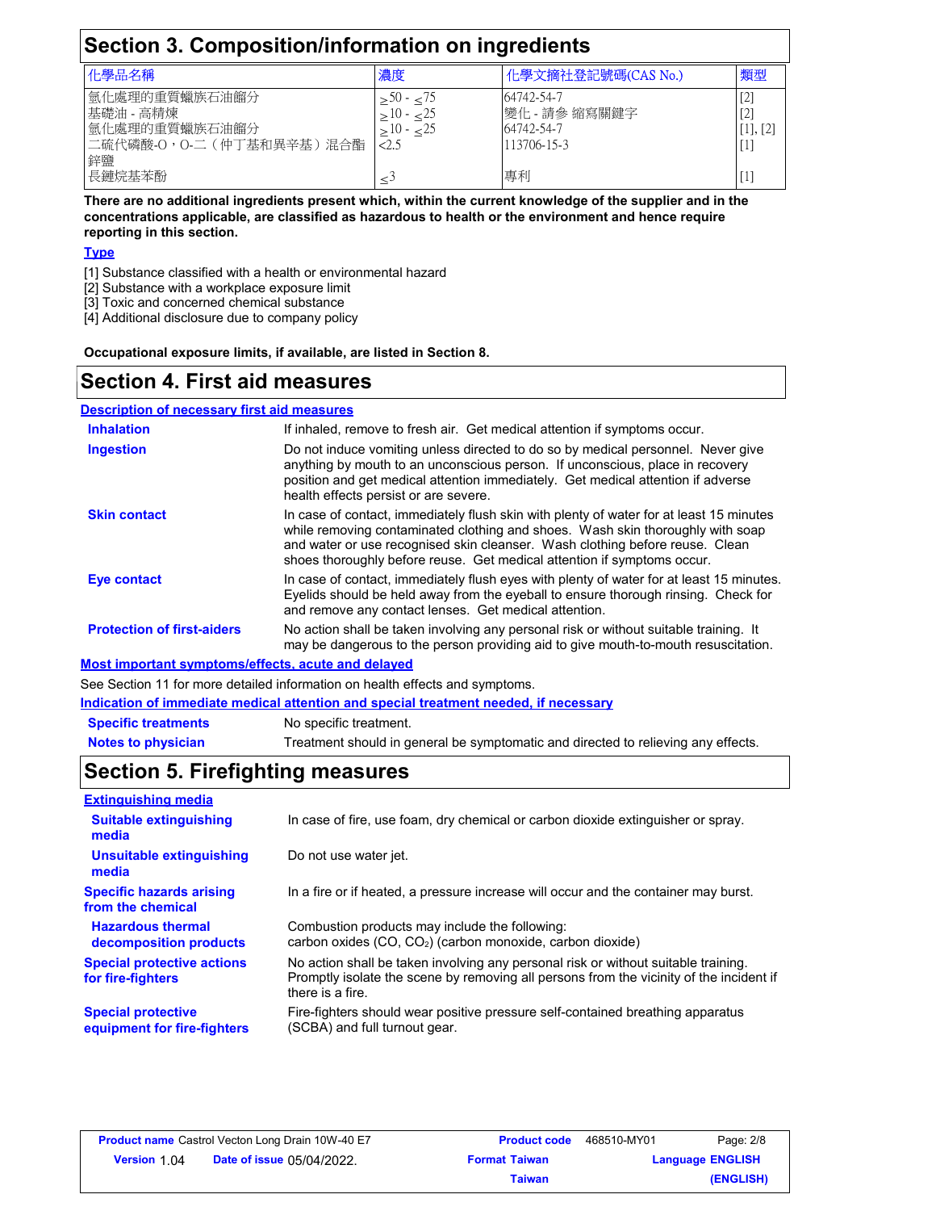## Section 3. Composition/information on ingredients

| 化學品名稱 | 濃度 | 化學文摘社登記號碼(CAS No.) | 類型 |
|---|---|---|---|
| 氫化處理的重質蠟族石油餾分 | ≥50 - ≤75 | 64742-54-7 | [2] |
| 基礎油 - 高精煉 | ≥10 - ≤25 | 變化 - 請參 縮寫關鍵字 | [2] |
| 氫化處理的重質蠟族石油餾分 | ≥10 - ≤25 | 64742-54-7 | [1], [2] |
| 二硫代磷酸-O，O-二（仲丁基和異辛基）混合酯鋅鹽 | <2.5 | 113706-15-3 | [1] |
| 長鏈烷基苯酚 | ≤3 | 專利 | [1] |

**There are no additional ingredients present which, within the current knowledge of the supplier and in the concentrations applicable, are classified as hazardous to health or the environment and hence require reporting in this section.**

**Type**

[1] Substance classified with a health or environmental hazard
[2] Substance with a workplace exposure limit
[3] Toxic and concerned chemical substance
[4] Additional disclosure due to company policy

**Occupational exposure limits, if available, are listed in Section 8.**

## Section 4. First aid measures

**Description of necessary first aid measures**

**Inhalation**: If inhaled, remove to fresh air. Get medical attention if symptoms occur.

**Ingestion**: Do not induce vomiting unless directed to do so by medical personnel. Never give anything by mouth to an unconscious person. If unconscious, place in recovery position and get medical attention immediately. Get medical attention if adverse health effects persist or are severe.

**Skin contact**: In case of contact, immediately flush skin with plenty of water for at least 15 minutes while removing contaminated clothing and shoes. Wash skin thoroughly with soap and water or use recognised skin cleanser. Wash clothing before reuse. Clean shoes thoroughly before reuse. Get medical attention if symptoms occur.

**Eye contact**: In case of contact, immediately flush eyes with plenty of water for at least 15 minutes. Eyelids should be held away from the eyeball to ensure thorough rinsing. Check for and remove any contact lenses. Get medical attention.

**Protection of first-aiders**: No action shall be taken involving any personal risk or without suitable training. It may be dangerous to the person providing aid to give mouth-to-mouth resuscitation.

**Most important symptoms/effects, acute and delayed**

See Section 11 for more detailed information on health effects and symptoms.

**Indication of immediate medical attention and special treatment needed, if necessary**

**Specific treatments**: No specific treatment.

**Notes to physician**: Treatment should in general be symptomatic and directed to relieving any effects.

## Section 5. Firefighting measures

**Extinguishing media**

**Suitable extinguishing media**: In case of fire, use foam, dry chemical or carbon dioxide extinguisher or spray.

**Unsuitable extinguishing media**: Do not use water jet.

**Specific hazards arising from the chemical**: In a fire or if heated, a pressure increase will occur and the container may burst.

**Hazardous thermal decomposition products**: Combustion products may include the following:
carbon oxides (CO, $CO_2$) (carbon monoxide, carbon dioxide)

**Special protective actions for fire-fighters**: No action shall be taken involving any personal risk or without suitable training. Promptly isolate the scene by removing all persons from the vicinity of the incident if there is a fire.

**Special protective equipment for fire-fighters**: Fire-fighters should wear positive pressure self-contained breathing apparatus (SCBA) and full turnout gear.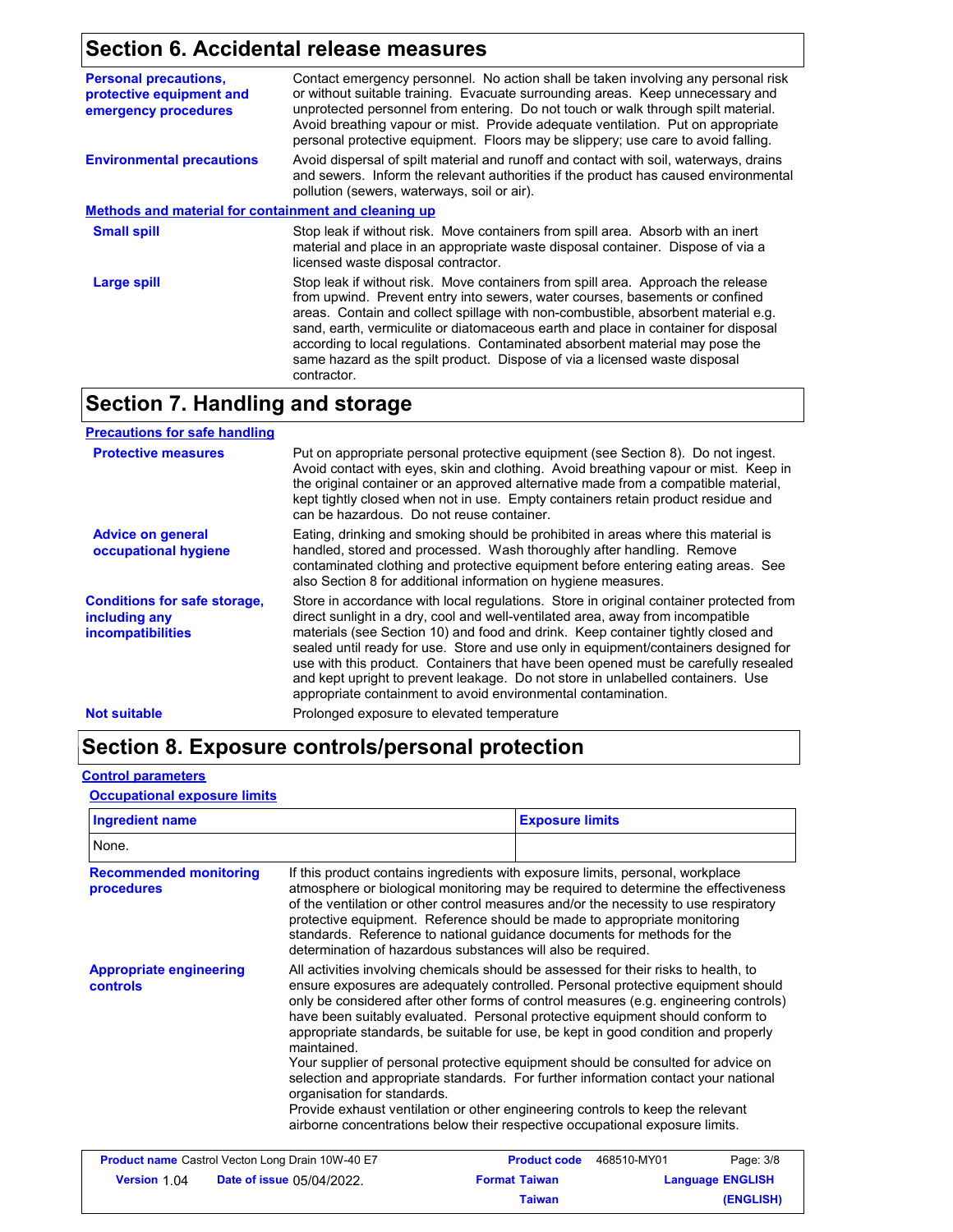## Section 6. Accidental release measures

**Personal precautions, protective equipment and emergency procedures**

Contact emergency personnel. No action shall be taken involving any personal risk or without suitable training. Evacuate surrounding areas. Keep unnecessary and unprotected personnel from entering. Do not touch or walk through spilt material. Avoid breathing vapour or mist. Provide adequate ventilation. Put on appropriate personal protective equipment. Floors may be slippery; use care to avoid falling.

**Environmental precautions**

Avoid dispersal of spilt material and runoff and contact with soil, waterways, drains and sewers. Inform the relevant authorities if the product has caused environmental pollution (sewers, waterways, soil or air).

### Methods and material for containment and cleaning up

**Small spill**

Stop leak if without risk. Move containers from spill area. Absorb with an inert material and place in an appropriate waste disposal container. Dispose of via a licensed waste disposal contractor.

**Large spill**

Stop leak if without risk. Move containers from spill area. Approach the release from upwind. Prevent entry into sewers, water courses, basements or confined areas. Contain and collect spillage with non-combustible, absorbent material e.g. sand, earth, vermiculite or diatomaceous earth and place in container for disposal according to local regulations. Contaminated absorbent material may pose the same hazard as the spilt product. Dispose of via a licensed waste disposal contractor.

## Section 7. Handling and storage

### Precautions for safe handling

**Protective measures**

Put on appropriate personal protective equipment (see Section 8). Do not ingest. Avoid contact with eyes, skin and clothing. Avoid breathing vapour or mist. Keep in the original container or an approved alternative made from a compatible material, kept tightly closed when not in use. Empty containers retain product residue and can be hazardous. Do not reuse container.

**Advice on general occupational hygiene**

Eating, drinking and smoking should be prohibited in areas where this material is handled, stored and processed. Wash thoroughly after handling. Remove contaminated clothing and protective equipment before entering eating areas. See also Section 8 for additional information on hygiene measures.

**Conditions for safe storage, including any incompatibilities**

Store in accordance with local regulations. Store in original container protected from direct sunlight in a dry, cool and well-ventilated area, away from incompatible materials (see Section 10) and food and drink. Keep container tightly closed and sealed until ready for use. Store and use only in equipment/containers designed for use with this product. Containers that have been opened must be carefully resealed and kept upright to prevent leakage. Do not store in unlabelled containers. Use appropriate containment to avoid environmental contamination.

**Not suitable**

Prolonged exposure to elevated temperature

## Section 8. Exposure controls/personal protection

### Control parameters

#### Occupational exposure limits

| Ingredient name | Exposure limits |
|---|---|
| None. | |

**Recommended monitoring procedures**

If this product contains ingredients with exposure limits, personal, workplace atmosphere or biological monitoring may be required to determine the effectiveness of the ventilation or other control measures and/or the necessity to use respiratory protective equipment. Reference should be made to appropriate monitoring standards. Reference to national guidance documents for methods for the determination of hazardous substances will also be required.

**Appropriate engineering controls**

All activities involving chemicals should be assessed for their risks to health, to ensure exposures are adequately controlled. Personal protective equipment should only be considered after other forms of control measures (e.g. engineering controls) have been suitably evaluated. Personal protective equipment should conform to appropriate standards, be suitable for use, be kept in good condition and properly maintained.

Your supplier of personal protective equipment should be consulted for advice on selection and appropriate standards. For further information contact your national organisation for standards.

Provide exhaust ventilation or other engineering controls to keep the relevant airborne concentrations below their respective occupational exposure limits.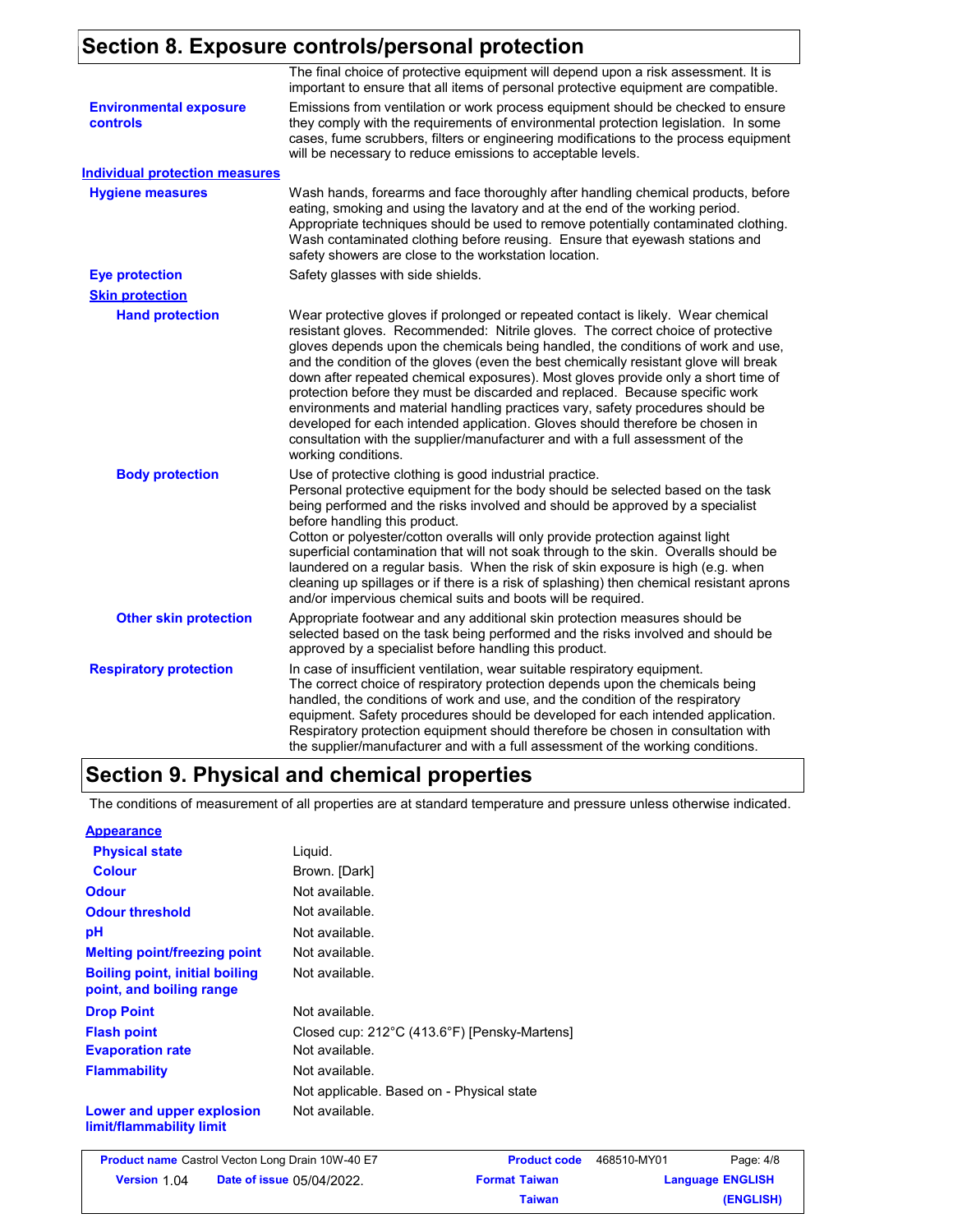## Section 8. Exposure controls/personal protection

The final choice of protective equipment will depend upon a risk assessment. It is important to ensure that all items of personal protective equipment are compatible.

**Environmental exposure controls**

Emissions from ventilation or work process equipment should be checked to ensure they comply with the requirements of environmental protection legislation. In some cases, fume scrubbers, filters or engineering modifications to the process equipment will be necessary to reduce emissions to acceptable levels.

### Individual protection measures

**Hygiene measures**

Wash hands, forearms and face thoroughly after handling chemical products, before eating, smoking and using the lavatory and at the end of the working period. Appropriate techniques should be used to remove potentially contaminated clothing. Wash contaminated clothing before reusing. Ensure that eyewash stations and safety showers are close to the workstation location.

**Eye protection**

Safety glasses with side shields.

**Skin protection**

**Hand protection**

Wear protective gloves if prolonged or repeated contact is likely. Wear chemical resistant gloves. Recommended: Nitrile gloves. The correct choice of protective gloves depends upon the chemicals being handled, the conditions of work and use, and the condition of the gloves (even the best chemically resistant glove will break down after repeated chemical exposures). Most gloves provide only a short time of protection before they must be discarded and replaced. Because specific work environments and material handling practices vary, safety procedures should be developed for each intended application. Gloves should therefore be chosen in consultation with the supplier/manufacturer and with a full assessment of the working conditions.

**Body protection**

Use of protective clothing is good industrial practice.
Personal protective equipment for the body should be selected based on the task being performed and the risks involved and should be approved by a specialist before handling this product.
Cotton or polyester/cotton overalls will only provide protection against light superficial contamination that will not soak through to the skin. Overalls should be laundered on a regular basis. When the risk of skin exposure is high (e.g. when cleaning up spillages or if there is a risk of splashing) then chemical resistant aprons and/or impervious chemical suits and boots will be required.

**Other skin protection**

Appropriate footwear and any additional skin protection measures should be selected based on the task being performed and the risks involved and should be approved by a specialist before handling this product.

**Respiratory protection**

In case of insufficient ventilation, wear suitable respiratory equipment.
The correct choice of respiratory protection depends upon the chemicals being handled, the conditions of work and use, and the condition of the respiratory equipment. Safety procedures should be developed for each intended application. Respiratory protection equipment should therefore be chosen in consultation with the supplier/manufacturer and with a full assessment of the working conditions.

## Section 9. Physical and chemical properties

The conditions of measurement of all properties are at standard temperature and pressure unless otherwise indicated.

### Appearance

| Property | Value |
|---|---|
| Physical state | Liquid. |
| Colour | Brown. [Dark] |
| Odour | Not available. |
| Odour threshold | Not available. |
| pH | Not available. |
| Melting point/freezing point | Not available. |
| Boiling point, initial boiling point, and boiling range | Not available. |
| Drop Point | Not available. |
| Flash point | Closed cup: 212°C (413.6°F) [Pensky-Martens] |
| Evaporation rate | Not available. |
| Flammability | Not available. |
| | Not applicable. Based on - Physical state |
| Lower and upper explosion limit/flammability limit | Not available. |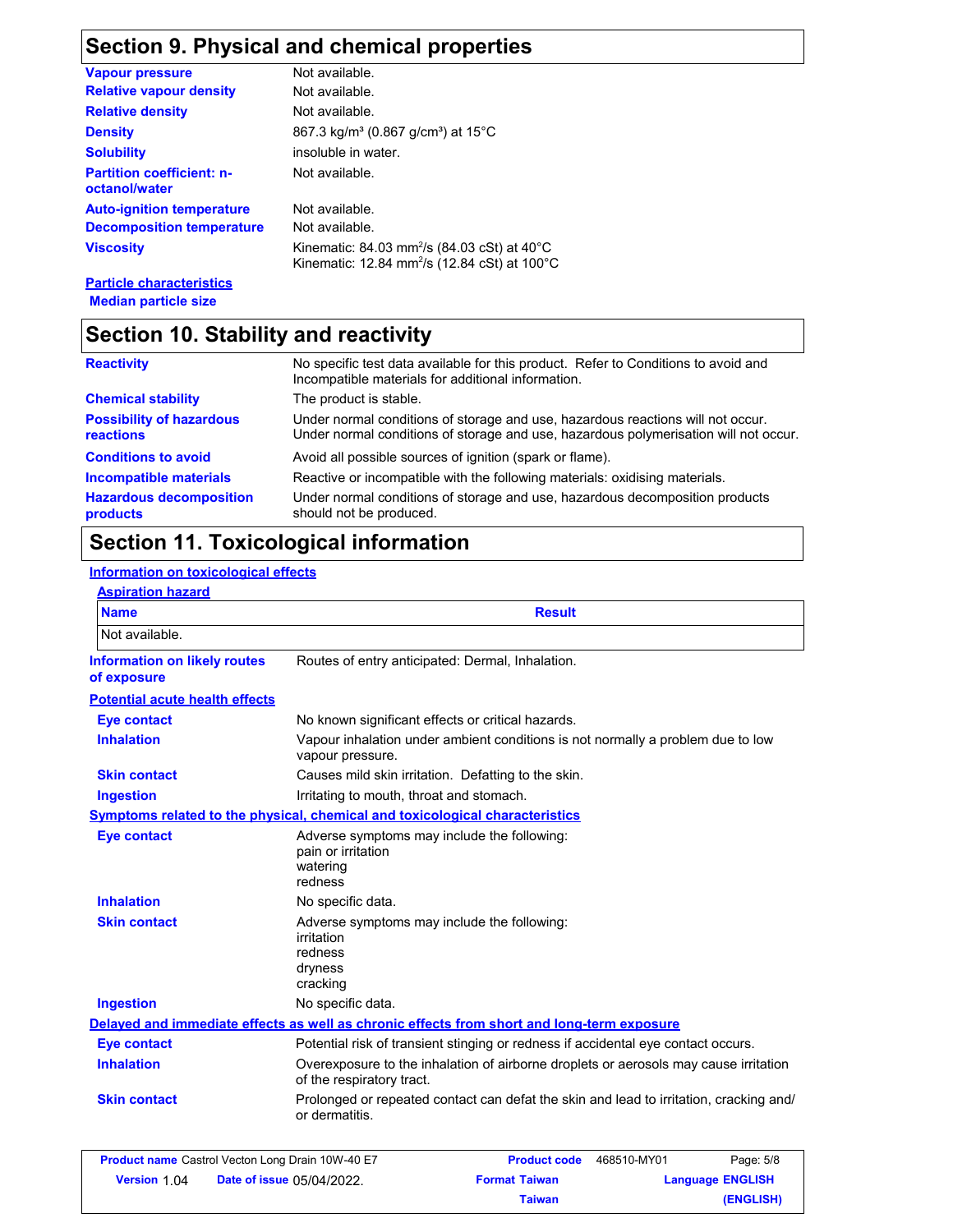## Section 9. Physical and chemical properties

| | |
|---|---|
| **Vapour pressure** | Not available. |
| **Relative vapour density** | Not available. |
| **Relative density** | Not available. |
| **Density** | 867.3 kg/m³ (0.867 g/cm³) at 15°C |
| **Solubility** | insoluble in water. |
| **Partition coefficient: n-octanol/water** | Not available. |
| **Auto-ignition temperature** | Not available. |
| **Decomposition temperature** | Not available. |
| **Viscosity** | Kinematic: 84.03 mm²/s (84.03 cSt) at 40°C<br>Kinematic: 12.84 mm²/s (12.84 cSt) at 100°C |

**Particle characteristics**

**Median particle size**

## Section 10. Stability and reactivity

| | |
|---|---|
| **Reactivity** | No specific test data available for this product. Refer to Conditions to avoid and Incompatible materials for additional information. |
| **Chemical stability** | The product is stable. |
| **Possibility of hazardous reactions** | Under normal conditions of storage and use, hazardous reactions will not occur.<br>Under normal conditions of storage and use, hazardous polymerisation will not occur. |
| **Conditions to avoid** | Avoid all possible sources of ignition (spark or flame). |
| **Incompatible materials** | Reactive or incompatible with the following materials: oxidising materials. |
| **Hazardous decomposition products** | Under normal conditions of storage and use, hazardous decomposition products should not be produced. |

## Section 11. Toxicological information

**Information on toxicological effects**

**Aspiration hazard**

| Name | Result |
|---|---|
| Not available. | |

**Information on likely routes of exposure**: Routes of entry anticipated: Dermal, Inhalation.

**Potential acute health effects**

| | |
|---|---|
| **Eye contact** | No known significant effects or critical hazards. |
| **Inhalation** | Vapour inhalation under ambient conditions is not normally a problem due to low vapour pressure. |
| **Skin contact** | Causes mild skin irritation. Defatting to the skin. |
| **Ingestion** | Irritating to mouth, throat and stomach. |

**Symptoms related to the physical, chemical and toxicological characteristics**

| | |
|---|---|
| **Eye contact** | Adverse symptoms may include the following:<br>pain or irritation<br>watering<br>redness |
| **Inhalation** | No specific data. |
| **Skin contact** | Adverse symptoms may include the following:<br>irritation<br>redness<br>dryness<br>cracking |
| **Ingestion** | No specific data. |

**Delayed and immediate effects as well as chronic effects from short and long-term exposure**

| | |
|---|---|
| **Eye contact** | Potential risk of transient stinging or redness if accidental eye contact occurs. |
| **Inhalation** | Overexposure to the inhalation of airborne droplets or aerosols may cause irritation of the respiratory tract. |
| **Skin contact** | Prolonged or repeated contact can defat the skin and lead to irritation, cracking and/ or dermatitis. |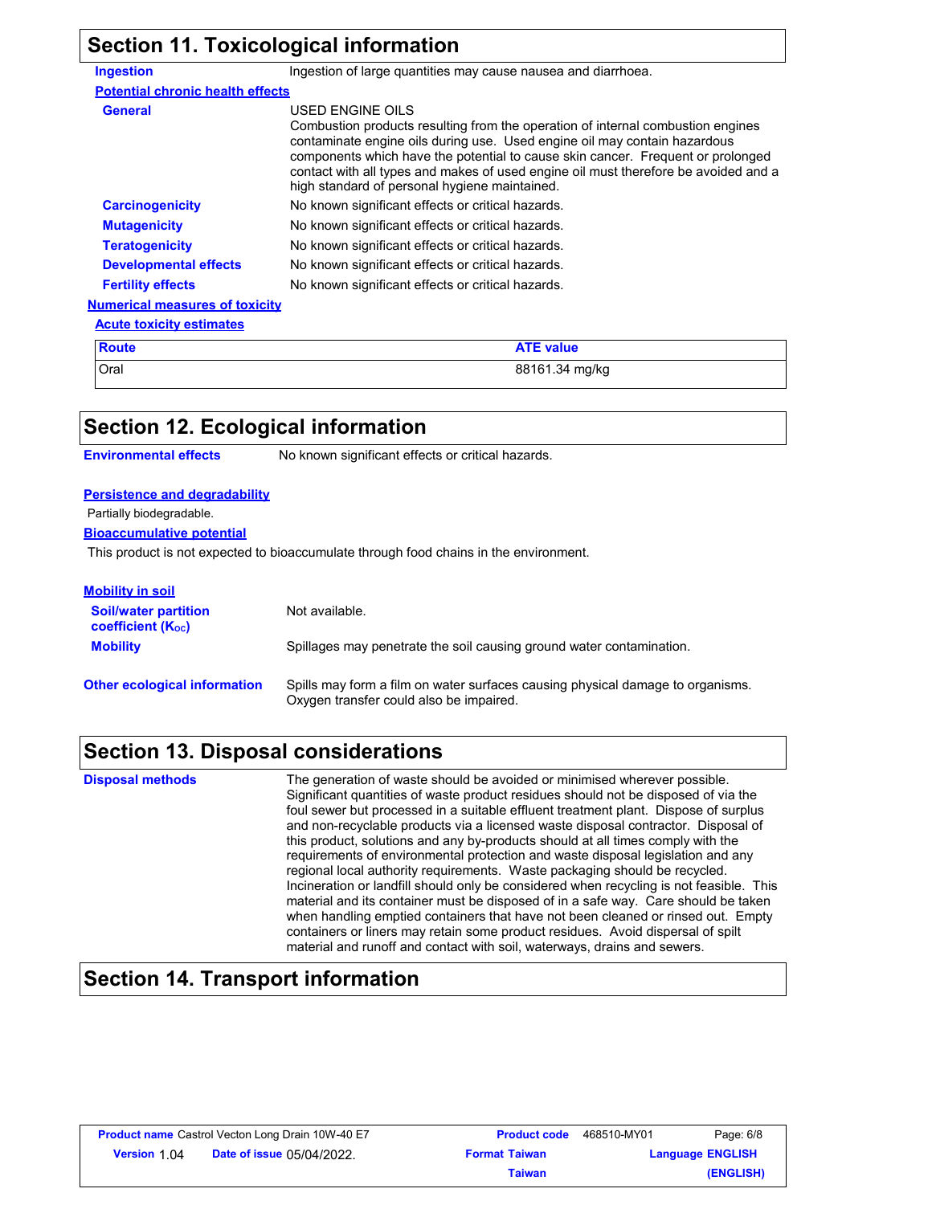## Section 11. Toxicological information

**Ingestion** — Ingestion of large quantities may cause nausea and diarrhoea.

**Potential chronic health effects**

**General** — USED ENGINE OILS
Combustion products resulting from the operation of internal combustion engines contaminate engine oils during use. Used engine oil may contain hazardous components which have the potential to cause skin cancer. Frequent or prolonged contact with all types and makes of used engine oil must therefore be avoided and a high standard of personal hygiene maintained.

**Carcinogenicity** — No known significant effects or critical hazards.

**Mutagenicity** — No known significant effects or critical hazards.

**Teratogenicity** — No known significant effects or critical hazards.

**Developmental effects** — No known significant effects or critical hazards.

**Fertility effects** — No known significant effects or critical hazards.

**Numerical measures of toxicity**

**Acute toxicity estimates**

| Route | ATE value |
|---|---|
| Oral | 88161.34 mg/kg |

## Section 12. Ecological information

**Environmental effects** — No known significant effects or critical hazards.

**Persistence and degradability**

Partially biodegradable.

**Bioaccumulative potential**

This product is not expected to bioaccumulate through food chains in the environment.

**Mobility in soil**

**Soil/water partition coefficient ($K_{OC}$)** — Not available.

**Mobility** — Spillages may penetrate the soil causing ground water contamination.

**Other ecological information** — Spills may form a film on water surfaces causing physical damage to organisms. Oxygen transfer could also be impaired.

## Section 13. Disposal considerations

**Disposal methods** — The generation of waste should be avoided or minimised wherever possible. Significant quantities of waste product residues should not be disposed of via the foul sewer but processed in a suitable effluent treatment plant. Dispose of surplus and non-recyclable products via a licensed waste disposal contractor. Disposal of this product, solutions and any by-products should at all times comply with the requirements of environmental protection and waste disposal legislation and any regional local authority requirements. Waste packaging should be recycled. Incineration or landfill should only be considered when recycling is not feasible. This material and its container must be disposed of in a safe way. Care should be taken when handling emptied containers that have not been cleaned or rinsed out. Empty containers or liners may retain some product residues. Avoid dispersal of spilt material and runoff and contact with soil, waterways, drains and sewers.

## Section 14. Transport information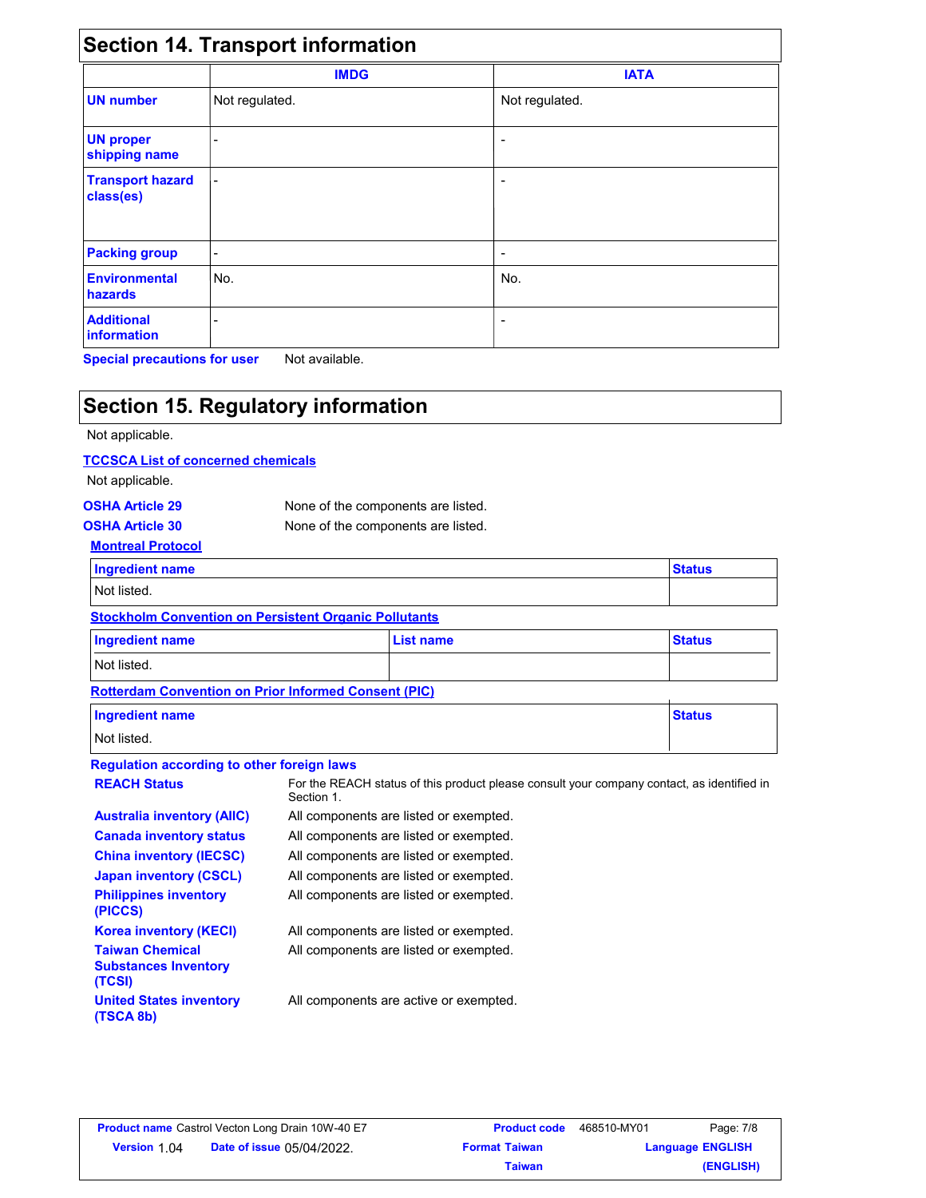## Section 14. Transport information

| | IMDG | IATA |
|---|---|---|
| **UN number** | Not regulated. | Not regulated. |
| **UN proper shipping name** | - | - |
| **Transport hazard class(es)** | - | - |
| **Packing group** | - | - |
| **Environmental hazards** | No. | No. |
| **Additional information** | - | - |

**Special precautions for user** Not available.

## Section 15. Regulatory information

Not applicable.

**TCCSCA List of concerned chemicals**

Not applicable.

**OSHA Article 29** None of the components are listed.

**OSHA Article 30** None of the components are listed.

**Montreal Protocol**

| Ingredient name | Status |
|---|---|
| Not listed. | |

**Stockholm Convention on Persistent Organic Pollutants**

| Ingredient name | List name | Status |
|---|---|---|
| Not listed. | | |

**Rotterdam Convention on Prior Informed Consent (PIC)**

| Ingredient name | Status |
|---|---|
| Not listed. | |

**Regulation according to other foreign laws**

**REACH Status** For the REACH status of this product please consult your company contact, as identified in Section 1.

**Australia inventory (AIIC)** All components are listed or exempted.

**Canada inventory status** All components are listed or exempted.

**China inventory (IECSC)** All components are listed or exempted.

**Japan inventory (CSCL)** All components are listed or exempted.

**Philippines inventory (PICCS)** All components are listed or exempted.

**Korea inventory (KECI)** All components are listed or exempted.

**Taiwan Chemical Substances Inventory (TCSI)** All components are listed or exempted.

**United States inventory (TSCA 8b)** All components are active or exempted.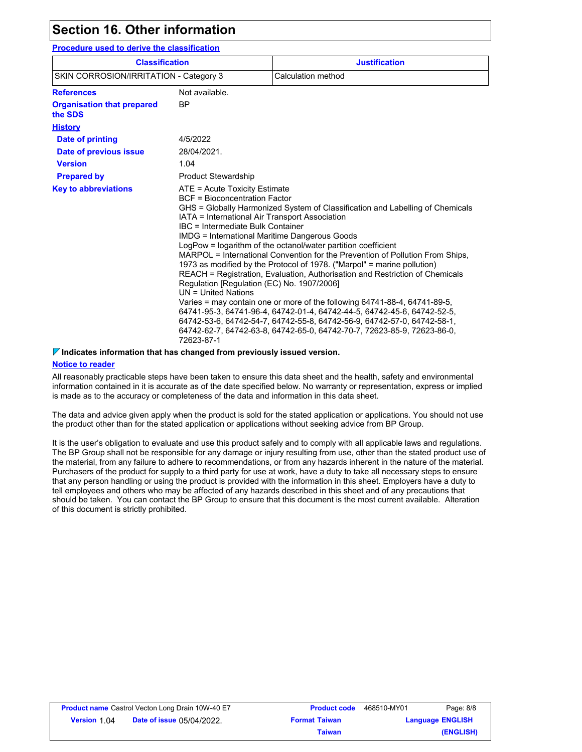# Section 16. Other information

**Procedure used to derive the classification**

| Classification | Justification |
| --- | --- |
| SKIN CORROSION/IRRITATION - Category 3 | Calculation method |

**References** Not available.

**Organisation that prepared the SDS** BP

**History**

**Date of printing** 4/5/2022

**Date of previous issue** 28/04/2021.

**Version** 1.04

**Prepared by** Product Stewardship

**Key to abbreviations**

ATE = Acute Toxicity Estimate
BCF = Bioconcentration Factor
GHS = Globally Harmonized System of Classification and Labelling of Chemicals
IATA = International Air Transport Association
IBC = Intermediate Bulk Container
IMDG = International Maritime Dangerous Goods
LogPow = logarithm of the octanol/water partition coefficient
MARPOL = International Convention for the Prevention of Pollution From Ships, 1973 as modified by the Protocol of 1978. ("Marpol" = marine pollution)
REACH = Registration, Evaluation, Authorisation and Restriction of Chemicals Regulation [Regulation (EC) No. 1907/2006]
UN = United Nations
Varies = may contain one or more of the following 64741-88-4, 64741-89-5, 64741-95-3, 64741-96-4, 64742-01-4, 64742-44-5, 64742-45-6, 64742-52-5, 64742-53-6, 64742-54-7, 64742-55-8, 64742-56-9, 64742-57-0, 64742-58-1, 64742-62-7, 64742-63-8, 64742-65-0, 64742-70-7, 72623-85-9, 72623-86-0, 72623-87-1

**Indicates information that has changed from previously issued version.**

**Notice to reader**

All reasonably practicable steps have been taken to ensure this data sheet and the health, safety and environmental information contained in it is accurate as of the date specified below. No warranty or representation, express or implied is made as to the accuracy or completeness of the data and information in this data sheet.

The data and advice given apply when the product is sold for the stated application or applications. You should not use the product other than for the stated application or applications without seeking advice from BP Group.

It is the user's obligation to evaluate and use this product safely and to comply with all applicable laws and regulations. The BP Group shall not be responsible for any damage or injury resulting from use, other than the stated product use of the material, from any failure to adhere to recommendations, or from any hazards inherent in the nature of the material. Purchasers of the product for supply to a third party for use at work, have a duty to take all necessary steps to ensure that any person handling or using the product is provided with the information in this sheet. Employers have a duty to tell employees and others who may be affected of any hazards described in this sheet and of any precautions that should be taken. You can contact the BP Group to ensure that this document is the most current available. Alteration of this document is strictly prohibited.